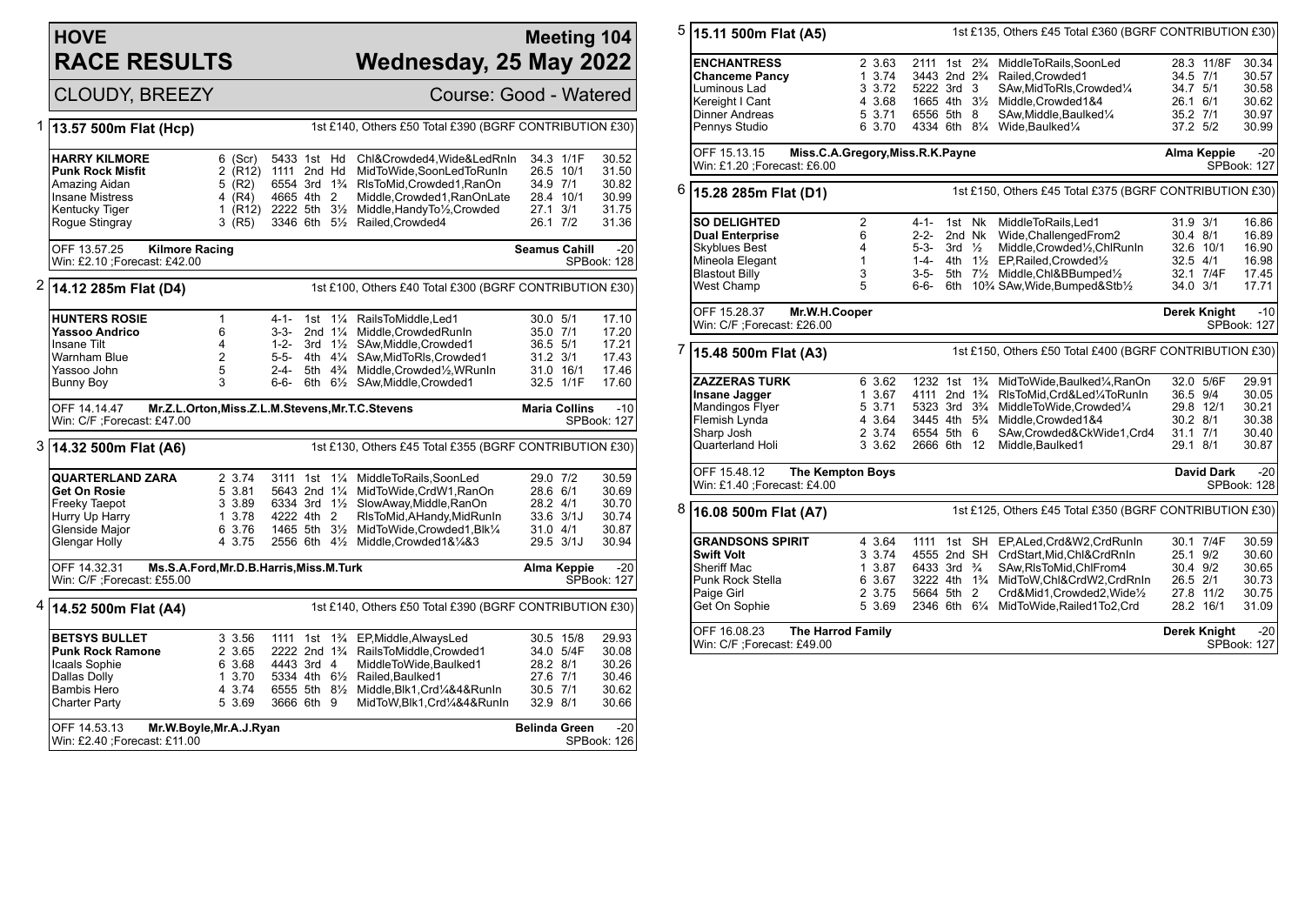# HOVE RACE RESULTS

## Meeting 104 — Wednesday, 25 May 2022

CLOUDY, BREEZY — Course: Good - Watered

### 1 — 13.57 500m Flat (Hcp)

1st £140, Others £50 Total £390 (BGRF CONTRIBUTION £30)

| Dog | Trap (Hcp) | Sectionals | Pos | Dist | Comment | Weight | SP | Time |
|---|---|---|---|---|---|---|---|---|
| **HARRY KILMORE** | 6 (Scr) | 5433 | 1st | Hd | Chl&Crowded4,Wide&LedRnIn | 34.3 | 1/1F | 30.52 |
| **Punk Rock Misfit** | 2 (R12) | 1111 | 2nd | Hd | MidToWide,SoonLedToRunIn | 26.5 | 10/1 | 31.50 |
| Amazing Aidan | 5 (R2) | 6554 | 3rd | 1¾ | RlsToMid,Crowded1,RanOn | 34.9 | 7/1 | 30.82 |
| Insane Mistress | 4 (R4) | 4665 | 4th | 2 | Middle,Crowded1,RanOnLate | 28.4 | 10/1 | 30.99 |
| Kentucky Tiger | 1 (R12) | 2222 | 5th | 3½ | Middle,HandyTo½,Crowded | 27.1 | 3/1 | 31.75 |
| Rogue Stingray | 3 (R5) | 3346 | 6th | 5½ | Railed,Crowded4 | 26.1 | 7/2 | 31.36 |

OFF 13.57.25 **Kilmore Racing** — **Seamus Cahill** -20
Win: £2.10 ;Forecast: £42.00 — SPBook: 128

### 2 — 14.12 285m Flat (D4)

1st £100, Others £40 Total £300 (BGRF CONTRIBUTION £30)

| Dog | Trap | Sectionals | Pos | Dist | Comment | Weight | SP | Time |
|---|---|---|---|---|---|---|---|---|
| **HUNTERS ROSIE** | 1 | 4-1- | 1st | 1¼ | RailsToMiddle,Led1 | 30.0 | 5/1 | 17.10 |
| **Yassoo Andrico** | 6 | 3-3- | 2nd | 1¼ | Middle,CrowdedRunIn | 35.0 | 7/1 | 17.20 |
| Insane Tilt | 4 | 1-2- | 3rd | 1½ | SAw,Middle,Crowded1 | 36.5 | 5/1 | 17.21 |
| Warnham Blue | 2 | 5-5- | 4th | 4¼ | SAw,MidToRls,Crowded1 | 31.2 | 3/1 | 17.43 |
| Yassoo John | 5 | 2-4- | 5th | 4¾ | Middle,Crowded½,WRunIn | 31.0 | 16/1 | 17.46 |
| Bunny Boy | 3 | 6-6- | 6th | 6½ | SAw,Middle,Crowded1 | 32.5 | 1/1F | 17.60 |

OFF 14.14.47 **Mr.Z.L.Orton,Miss.Z.L.M.Stevens,Mr.T.C.Stevens** — **Maria Collins** -10
Win: C/F ;Forecast: £47.00 — SPBook: 127

### 3 — 14.32 500m Flat (A6)

1st £130, Others £45 Total £355 (BGRF CONTRIBUTION £30)

| Dog | Trap | Sectionals | Pos | Dist | Comment | Weight | SP | Time |
|---|---|---|---|---|---|---|---|---|
| **QUARTERLAND ZARA** | 2 3.74 | 3111 | 1st | 1¼ | MiddleToRails,SoonLed | 29.0 | 7/2 | 30.59 |
| **Get On Rosie** | 5 3.81 | 5643 | 2nd | 1¼ | MidToWide,CrdW1,RanOn | 28.6 | 6/1 | 30.69 |
| Freeky Taepot | 3 3.89 | 6334 | 3rd | 1½ | SlowAway,Middle,RanOn | 28.2 | 4/1 | 30.70 |
| Hurry Up Harry | 1 3.78 | 4222 | 4th | 2 | RlsToMid,AHandy,MidRunIn | 33.6 | 3/1J | 30.74 |
| Glenside Major | 6 3.76 | 1465 | 5th | 3½ | MidToWide,Crowded1,Blk¼ | 31.0 | 4/1 | 30.87 |
| Glengar Holly | 4 3.75 | 2556 | 6th | 4½ | Middle,Crowded1&¼&3 | 29.5 | 3/1J | 30.94 |

OFF 14.32.31 **Ms.S.A.Ford,Mr.D.B.Harris,Miss.M.Turk** — **Alma Keppie** -20
Win: C/F ;Forecast: £55.00 — SPBook: 127

### 4 — 14.52 500m Flat (A4)

1st £140, Others £50 Total £390 (BGRF CONTRIBUTION £30)

| Dog | Trap | Sectionals | Pos | Dist | Comment | Weight | SP | Time |
|---|---|---|---|---|---|---|---|---|
| **BETSYS BULLET** | 3 3.56 | 1111 | 1st | 1¾ | EP,Middle,AlwaysLed | 30.5 | 15/8 | 29.93 |
| **Punk Rock Ramone** | 2 3.65 | 2222 | 2nd | 1¾ | RailsToMiddle,Crowded1 | 34.0 | 5/4F | 30.08 |
| Icaals Sophie | 6 3.68 | 4443 | 3rd | 4 | MiddleToWide,Baulked1 | 28.2 | 8/1 | 30.26 |
| Dallas Dolly | 1 3.70 | 5334 | 4th | 6½ | Railed,Baulked1 | 27.6 | 7/1 | 30.46 |
| Bambis Hero | 4 3.74 | 6555 | 5th | 8½ | Middle,Blk1,Crd¼&4&RunIn | 30.5 | 7/1 | 30.62 |
| Charter Party | 5 3.69 | 3666 | 6th | 9 | MidToW,Blk1,Crd¼&4&RunIn | 32.9 | 8/1 | 30.66 |

OFF 14.53.13 **Mr.W.Boyle,Mr.A.J.Ryan** — **Belinda Green** -20
Win: £2.40 ;Forecast: £11.00 — SPBook: 126

### 5 — 15.11 500m Flat (A5)

1st £135, Others £45 Total £360 (BGRF CONTRIBUTION £30)

| Dog | Trap | Sectionals | Pos | Dist | Comment | Weight | SP | Time |
|---|---|---|---|---|---|---|---|---|
| **ENCHANTRESS** | 2 3.63 | 2111 | 1st | 2¾ | MiddleToRails,SoonLed | 28.3 | 11/8F | 30.34 |
| **Chanceme Pancy** | 1 3.74 | 3443 | 2nd | 2¾ | Railed,Crowded1 | 34.5 | 7/1 | 30.57 |
| Luminous Lad | 3 3.72 | 5222 | 3rd | 3 | SAw,MidToRls,Crowded¼ | 34.7 | 5/1 | 30.58 |
| Kereight I Cant | 4 3.68 | 1665 | 4th | 3½ | Middle,Crowded1&4 | 26.1 | 6/1 | 30.62 |
| Dinner Andreas | 5 3.71 | 6556 | 5th | 8 | SAw,Middle,Baulked¼ | 35.2 | 7/1 | 30.97 |
| Pennys Studio | 6 3.70 | 4334 | 6th | 8¼ | Wide,Baulked¼ | 37.2 | 5/2 | 30.99 |

OFF 15.13.15 **Miss.C.A.Gregory,Miss.R.K.Payne** — **Alma Keppie** -20
Win: £1.20 ;Forecast: £6.00 — SPBook: 127

### 6 — 15.28 285m Flat (D1)

1st £150, Others £45 Total £375 (BGRF CONTRIBUTION £30)

| Dog | Trap | Sectionals | Pos | Dist | Comment | Weight | SP | Time |
|---|---|---|---|---|---|---|---|---|
| **SO DELIGHTED** | 2 | 4-1- | 1st | Nk | MiddleToRails,Led1 | 31.9 | 3/1 | 16.86 |
| **Dual Enterprise** | 6 | 2-2- | 2nd | Nk | Wide,ChallengedFrom2 | 30.4 | 8/1 | 16.89 |
| Skyblues Best | 4 | 5-3- | 3rd | ½ | Middle,Crowded½,ChlRunIn | 32.6 | 10/1 | 16.90 |
| Mineola Elegant | 1 | 1-4- | 4th | 1½ | EP,Railed,Crowded½ | 32.5 | 4/1 | 16.98 |
| Blastout Billy | 3 | 3-5- | 5th | 7½ | Middle,Chl&BBumped½ | 32.1 | 7/4F | 17.45 |
| West Champ | 5 | 6-6- | 6th | 10¾ | SAw,Wide,Bumped&Stb½ | 34.0 | 3/1 | 17.71 |

OFF 15.28.37 **Mr.W.H.Cooper** — **Derek Knight** -10
Win: C/F ;Forecast: £26.00 — SPBook: 127

### 7 — 15.48 500m Flat (A3)

1st £150, Others £50 Total £400 (BGRF CONTRIBUTION £30)

| Dog | Trap | Sectionals | Pos | Dist | Comment | Weight | SP | Time |
|---|---|---|---|---|---|---|---|---|
| **ZAZZERAS TURK** | 6 3.62 | 1232 | 1st | 1¾ | MidToWide,Baulked¼,RanOn | 32.0 | 5/6F | 29.91 |
| **Insane Jagger** | 1 3.67 | 4111 | 2nd | 1¾ | RlsToMid,Crd&Led¼ToRunIn | 36.5 | 9/4 | 30.05 |
| Mandingos Flyer | 5 3.71 | 5323 | 3rd | 3¾ | MiddleToWide,Crowded¼ | 29.8 | 12/1 | 30.21 |
| Flemish Lynda | 4 3.64 | 3445 | 4th | 5¾ | Middle,Crowded1&4 | 30.2 | 8/1 | 30.38 |
| Sharp Josh | 2 3.74 | 6554 | 5th | 6 | SAw,Crowded&CkWide1,Crd4 | 31.1 | 7/1 | 30.40 |
| Quarterland Holi | 3 3.62 | 2666 | 6th | 12 | Middle,Baulked1 | 29.1 | 8/1 | 30.87 |

OFF 15.48.12 **The Kempton Boys** — **David Dark** -20
Win: £1.40 ;Forecast: £4.00 — SPBook: 128

### 8 — 16.08 500m Flat (A7)

1st £125, Others £45 Total £350 (BGRF CONTRIBUTION £30)

| Dog | Trap | Sectionals | Pos | Dist | Comment | Weight | SP | Time |
|---|---|---|---|---|---|---|---|---|
| **GRANDSONS SPIRIT** | 4 3.64 | 1111 | 1st | SH | EP,ALed,Crd&W2,CrdRunIn | 30.1 | 7/4F | 30.59 |
| **Swift Volt** | 3 3.74 | 4555 | 2nd | SH | CrdStart,Mid,Chl&CrdRnIn | 25.1 | 9/2 | 30.60 |
| Sheriff Mac | 1 3.87 | 6433 | 3rd | ¾ | SAw,RlsToMid,ChlFrom4 | 30.4 | 9/2 | 30.65 |
| Punk Rock Stella | 6 3.67 | 3222 | 4th | 1¾ | MidToW,Chl&CrdW2,CrdRnIn | 26.5 | 2/1 | 30.73 |
| Paige Girl | 2 3.75 | 5664 | 5th | 2 | Crd&Mid1,Crowded2,Wide½ | 27.8 | 11/2 | 30.75 |
| Get On Sophie | 5 3.69 | 2346 | 6th | 6¼ | MidToWide,Railed1To2,Crd | 28.2 | 16/1 | 31.09 |

OFF 16.08.23 **The Harrod Family** — **Derek Knight** -20
Win: C/F ;Forecast: £49.00 — SPBook: 127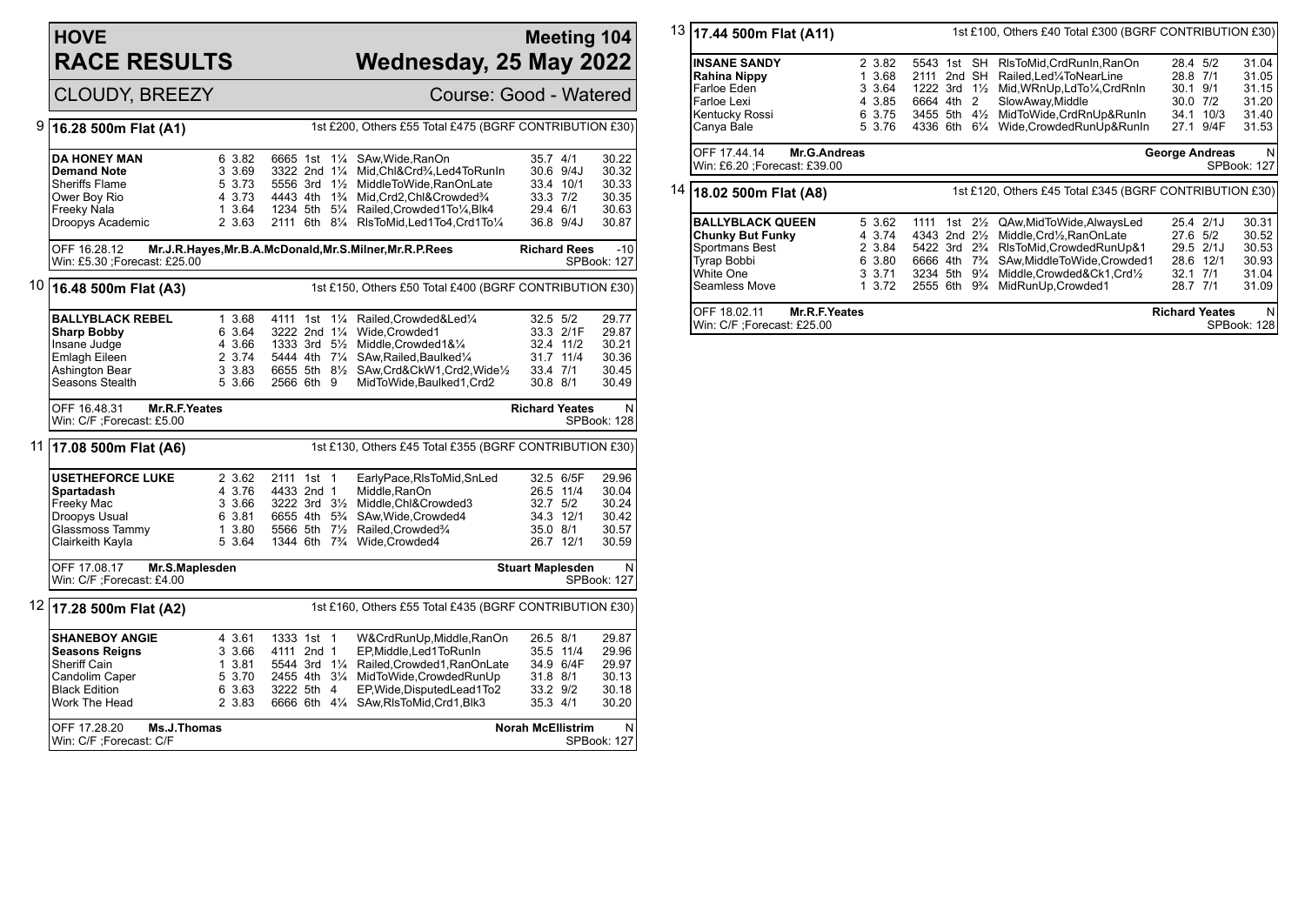# HOVE RACE RESULTS

## Meeting 104 — Wednesday, 25 May 2022

CLOUDY, BREEZY — Course: Good - Watered

### 9 16.28 500m Flat (A1)

1st £200, Others £55 Total £475 (BGRF CONTRIBUTION £30)

| | | | | | | | | | | |
|---|---|---|---|---|---|---|---|---|---|---|
| **DA HONEY MAN** | 6 | 3.82 | 6665 | 1st | 1¼ | SAw,Wide,RanOn | 35.7 | 4/1 | | 30.22 |
| **Demand Note** | 3 | 3.69 | 3322 | 2nd | 1¼ | Mid,Chl&Crd¾,Led4ToRunIn | 30.6 | 9/4J | | 30.32 |
| Sheriffs Flame | 5 | 3.73 | 5556 | 3rd | 1½ | MiddleToWide,RanOnLate | 33.4 | 10/1 | | 30.33 |
| Ower Boy Rio | 4 | 3.73 | 4443 | 4th | 1¾ | Mid,Crd2,Chl&Crowded¾ | 33.3 | 7/2 | | 30.35 |
| Freeky Nala | 1 | 3.64 | 1234 | 5th | 5¼ | Railed,Crowded1To¼,Blk4 | 29.4 | 6/1 | | 30.63 |
| Droopys Academic | 2 | 3.63 | 2111 | 6th | 8¼ | RlsToMid,Led1To4,Crd1To¼ | 36.8 | 9/4J | | 30.87 |

OFF 16.28.12 Mr.J.R.Hayes,Mr.B.A.McDonald,Mr.S.Milner,Mr.R.P.Rees — Richard Rees -10
Win: £5.30 ;Forecast: £25.00 — SPBook: 127

### 10 16.48 500m Flat (A3)

1st £150, Others £50 Total £400 (BGRF CONTRIBUTION £30)

| | | | | | | | | | | |
|---|---|---|---|---|---|---|---|---|---|---|
| **BALLYBLACK REBEL** | 1 | 3.68 | 4111 | 1st | 1¼ | Railed,Crowded&Led¼ | 32.5 | 5/2 | | 29.77 |
| **Sharp Bobby** | 6 | 3.64 | 3222 | 2nd | 1¼ | Wide,Crowded1 | 33.3 | 2/1F | | 29.87 |
| Insane Judge | 4 | 3.66 | 1333 | 3rd | 5½ | Middle,Crowded1&¼ | 32.4 | 11/2 | | 30.21 |
| Emlagh Eileen | 2 | 3.74 | 5444 | 4th | 7¼ | SAw,Railed,Baulked¼ | 31.7 | 11/4 | | 30.36 |
| Ashington Bear | 3 | 3.83 | 6655 | 5th | 8½ | SAw,Crd&CkW1,Crd2,Wide½ | 33.4 | 7/1 | | 30.45 |
| Seasons Stealth | 5 | 3.66 | 2566 | 6th | 9 | MidToWide,Baulked1,Crd2 | 30.8 | 8/1 | | 30.49 |

OFF 16.48.31 Mr.R.F.Yeates — Richard Yeates N
Win: C/F ;Forecast: £5.00 — SPBook: 128

### 11 17.08 500m Flat (A6)

1st £130, Others £45 Total £355 (BGRF CONTRIBUTION £30)

| | | | | | | | | | | |
|---|---|---|---|---|---|---|---|---|---|---|
| **USETHEFORCE LUKE** | 2 | 3.62 | 2111 | 1st | 1 | EarlyPace,RlsToMid,SnLed | 32.5 | 6/5F | | 29.96 |
| **Spartadash** | 4 | 3.76 | 4433 | 2nd | 1 | Middle,RanOn | 26.5 | 11/4 | | 30.04 |
| Freeky Mac | 3 | 3.66 | 3222 | 3rd | 3½ | Middle,Chl&Crowded3 | 32.7 | 5/2 | | 30.24 |
| Droopys Usual | 6 | 3.81 | 6655 | 4th | 5¾ | SAw,Wide,Crowded4 | 34.3 | 12/1 | | 30.42 |
| Glassmoss Tammy | 1 | 3.80 | 5566 | 5th | 7½ | Railed,Crowded¾ | 35.0 | 8/1 | | 30.57 |
| Clairkeith Kayla | 5 | 3.64 | 1344 | 6th | 7¾ | Wide,Crowded4 | 26.7 | 12/1 | | 30.59 |

OFF 17.08.17 Mr.S.Maplesden — Stuart Maplesden N
Win: C/F ;Forecast: £4.00 — SPBook: 127

### 12 17.28 500m Flat (A2)

1st £160, Others £55 Total £435 (BGRF CONTRIBUTION £30)

| | | | | | | | | | | |
|---|---|---|---|---|---|---|---|---|---|---|
| **SHANEBOY ANGIE** | 4 | 3.61 | 1333 | 1st | 1 | W&CrdRunUp,Middle,RanOn | 26.5 | 8/1 | | 29.87 |
| **Seasons Reigns** | 3 | 3.66 | 4111 | 2nd | 1 | EP,Middle,Led1ToRunIn | 35.5 | 11/4 | | 29.96 |
| Sheriff Cain | 1 | 3.81 | 5544 | 3rd | 1¼ | Railed,Crowded1,RanOnLate | 34.9 | 6/4F | | 29.97 |
| Candolim Caper | 5 | 3.70 | 2455 | 4th | 3¼ | MidToWide,CrowdedRunUp | 31.8 | 8/1 | | 30.13 |
| Black Edition | 6 | 3.63 | 3222 | 5th | 4 | EP,Wide,DisputedLead1To2 | 33.2 | 9/2 | | 30.18 |
| Work The Head | 2 | 3.83 | 6666 | 6th | 4¼ | SAw,RlsToMid,Crd1,Blk3 | 35.3 | 4/1 | | 30.20 |

OFF 17.28.20 Ms.J.Thomas — Norah McEllistrim N
Win: C/F ;Forecast: C/F — SPBook: 127

### 13 17.44 500m Flat (A11)

1st £100, Others £40 Total £300 (BGRF CONTRIBUTION £30)

| | | | | | | | | | | |
|---|---|---|---|---|---|---|---|---|---|---|
| **INSANE SANDY** | 2 | 3.82 | 5543 | 1st | SH | RlsToMid,CrdRunIn,RanOn | 28.4 | 5/2 | | 31.04 |
| **Rahina Nippy** | 1 | 3.68 | 2111 | 2nd | SH | Railed,Led¼ToNearLine | 28.8 | 7/1 | | 31.05 |
| Farloe Eden | 3 | 3.64 | 1222 | 3rd | 1½ | Mid,WRnUp,LdTo¼,CrdRnIn | 30.1 | 9/1 | | 31.15 |
| Farloe Lexi | 4 | 3.85 | 6664 | 4th | 2 | SlowAway,Middle | 30.0 | 7/2 | | 31.20 |
| Kentucky Rossi | 6 | 3.75 | 3455 | 5th | 4½ | MidToWide,CrdRnUp&RunIn | 34.1 | 10/3 | | 31.40 |
| Canya Bale | 5 | 3.76 | 4336 | 6th | 6¼ | Wide,CrowdedRunUp&RunIn | 27.1 | 9/4F | | 31.53 |

OFF 17.44.14 Mr.G.Andreas — George Andreas N
Win: £6.20 ;Forecast: £39.00 — SPBook: 127

### 14 18.02 500m Flat (A8)

1st £120, Others £45 Total £345 (BGRF CONTRIBUTION £30)

| | | | | | | | | | | |
|---|---|---|---|---|---|---|---|---|---|---|
| **BALLYBLACK QUEEN** | 5 | 3.62 | 1111 | 1st | 2½ | QAw,MidToWide,AlwaysLed | 25.4 | 2/1J | | 30.31 |
| **Chunky But Funky** | 4 | 3.74 | 4343 | 2nd | 2½ | Middle,Crd½,RanOnLate | 27.6 | 5/2 | | 30.52 |
| Sportmans Best | 2 | 3.84 | 5422 | 3rd | 2¾ | RlsToMid,CrowdedRunUp&1 | 29.5 | 2/1J | | 30.53 |
| Tyrap Bobbi | 6 | 3.80 | 6666 | 4th | 7¾ | SAw,MiddleToWide,Crowded1 | 28.6 | 12/1 | | 30.93 |
| White One | 3 | 3.71 | 3234 | 5th | 9¼ | Middle,Crowded&Ck1,Crd½ | 32.1 | 7/1 | | 31.04 |
| Seamless Move | 1 | 3.72 | 2555 | 6th | 9¾ | MidRunUp,Crowded1 | 28.7 | 7/1 | | 31.09 |

OFF 18.02.11 Mr.R.F.Yeates — Richard Yeates N
Win: C/F ;Forecast: £25.00 — SPBook: 128